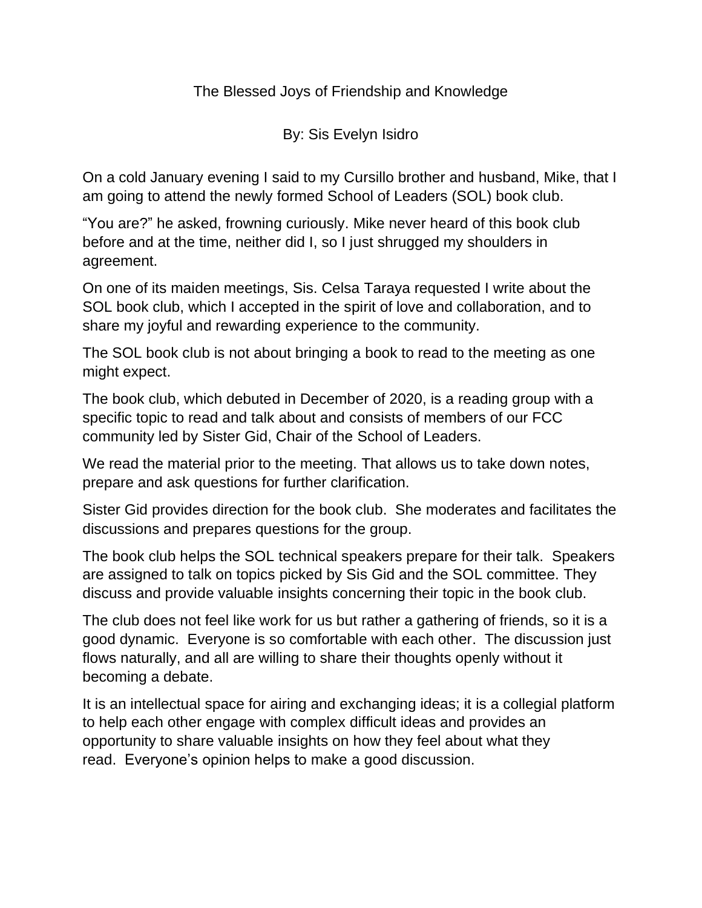# The Blessed Joys of Friendship and Knowledge

By: Sis Evelyn Isidro

On a cold January evening I said to my Cursillo brother and husband, Mike, that I am going to attend the newly formed School of Leaders (SOL) book club.

"You are?" he asked, frowning curiously. Mike never heard of this book club before and at the time, neither did I, so I just shrugged my shoulders in agreement.

On one of its maiden meetings, Sis. Celsa Taraya requested I write about the SOL book club, which I accepted in the spirit of love and collaboration, and to share my joyful and rewarding experience to the community.

The SOL book club is not about bringing a book to read to the meeting as one might expect.

The book club, which debuted in December of 2020, is a reading group with a specific topic to read and talk about and consists of members of our FCC community led by Sister Gid, Chair of the School of Leaders.

We read the material prior to the meeting. That allows us to take down notes, prepare and ask questions for further clarification.

Sister Gid provides direction for the book club. She moderates and facilitates the discussions and prepares questions for the group.

The book club helps the SOL technical speakers prepare for their talk. Speakers are assigned to talk on topics picked by Sis Gid and the SOL committee. They discuss and provide valuable insights concerning their topic in the book club.

The club does not feel like work for us but rather a gathering of friends, so it is a good dynamic. Everyone is so comfortable with each other. The discussion just flows naturally, and all are willing to share their thoughts openly without it becoming a debate.

It is an intellectual space for airing and exchanging ideas; it is a collegial platform to help each other engage with complex difficult ideas and provides an opportunity to share valuable insights on how they feel about what they read. Everyone's opinion helps to make a good discussion.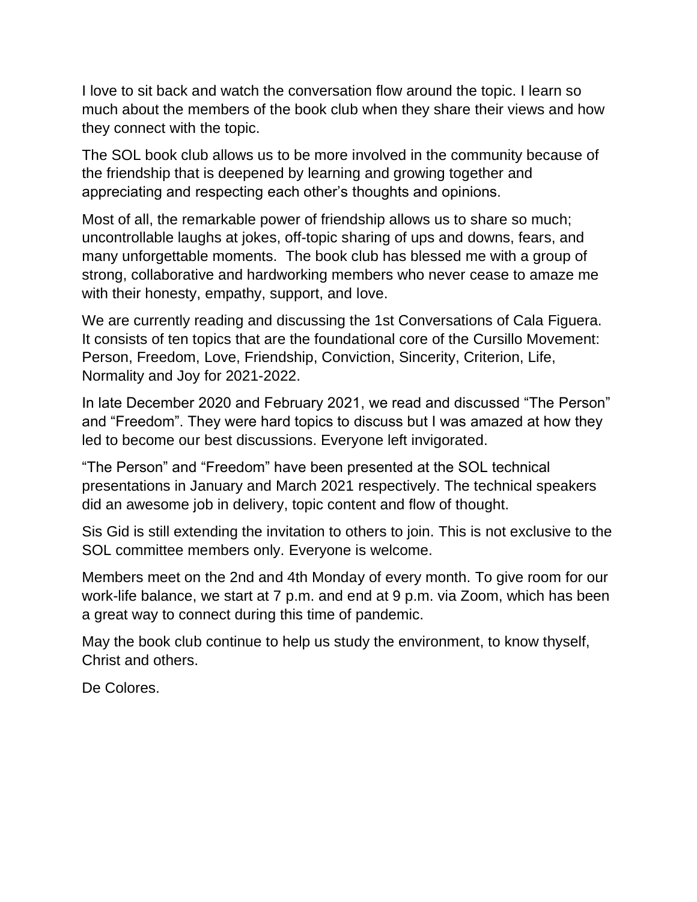I love to sit back and watch the conversation flow around the topic. I learn so much about the members of the book club when they share their views and how they connect with the topic.

The SOL book club allows us to be more involved in the community because of the friendship that is deepened by learning and growing together and appreciating and respecting each other's thoughts and opinions.

Most of all, the remarkable power of friendship allows us to share so much; uncontrollable laughs at jokes, off-topic sharing of ups and downs, fears, and many unforgettable moments. The book club has blessed me with a group of strong, collaborative and hardworking members who never cease to amaze me with their honesty, empathy, support, and love.

We are currently reading and discussing the 1st Conversations of Cala Figuera. It consists of ten topics that are the foundational core of the Cursillo Movement: Person, Freedom, Love, Friendship, Conviction, Sincerity, Criterion, Life, Normality and Joy for 2021-2022.

In late December 2020 and February 2021, we read and discussed "The Person" and "Freedom". They were hard topics to discuss but I was amazed at how they led to become our best discussions. Everyone left invigorated.

"The Person" and "Freedom" have been presented at the SOL technical presentations in January and March 2021 respectively. The technical speakers did an awesome job in delivery, topic content and flow of thought.

Sis Gid is still extending the invitation to others to join. This is not exclusive to the SOL committee members only. Everyone is welcome.

Members meet on the 2nd and 4th Monday of every month. To give room for our work-life balance, we start at 7 p.m. and end at 9 p.m. via Zoom, which has been a great way to connect during this time of pandemic.

May the book club continue to help us study the environment, to know thyself, Christ and others.

De Colores.